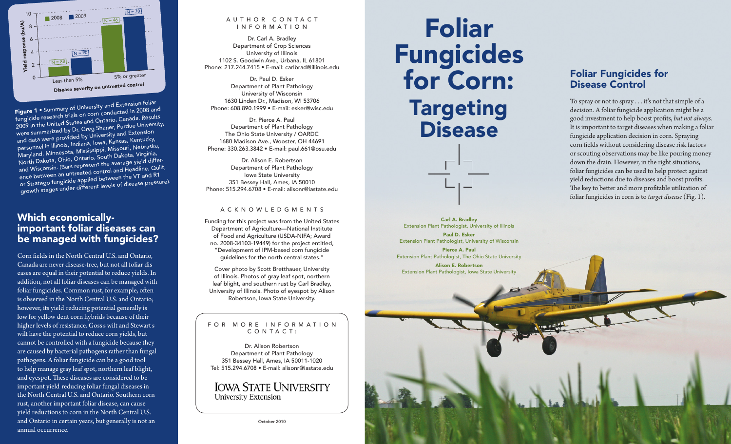Figure 1 • Summary of University and Extension foliar fungicide research trials on corn conducted in 2008 and 2009 in the United States and Ontario, Canada. Results were summarized by Dr. Greg Shaner, Purdue University, and data were provided by University and Extension personnel in Illinois, Indiana, Iowa, Kansas, Kentucky, Maryland, Minnesota, Mississippi, Missouri, Nebraska, North Dakota, Ohio, Ontario, South Dakota, Virginia, and Wisconsin. (Bars represent the average yield difference between an untreated control and Headline, Quilt, or Stratego fungicide applied between the VT and R1 growth stages under different levels of disease pressure).

## Which economically-important foliar diseases can be managed with fungicides?

Corn fields in the North Central U.S. and Ontario, Canada are never disease-free, but not all foliar diseases are equal in their potential to reduce yields. In addition, not all foliar diseases can be managed with foliar fungicides. Common rust, for example, often is observed in the North Central U.S. and Ontario; however, its yield reducing potential generally is low for yellow dent corn hybrids because of their higher levels of resistance. Goss's wilt and Stewart's wilt have the potential to reduce corn yields, but cannot be controlled with a fungicide because they are caused by bacterial pathogens rather than fungal pathogens. A foliar fungicide can be a good tool to help manage gray leaf spot, northern leaf blight, and eyespot. These diseases are considered to be important yield reducing foliar fungal diseases in the North Central U.S. and Ontario. Southern corn rust, another important foliar disease, can cause yield reductions to corn in the North Central U.S. and Ontario in certain years, but generally is not an annual occurrence.

### AUTHOR CONTACT INFORMATION

Dr. Carl A. Bradley
Department of Crop Sciences
University of Illinois
1102 S. Goodwin Ave., Urbana, IL 61801
Phone: 217.244.7415 • E-mail: carlbrad@illinois.edu

Dr. Paul D. Esker
Department of Plant Pathology
University of Wisconsin
1630 Linden Dr., Madison, WI 53706
Phone: 608.890.1999 • E-mail: esker@wisc.edu

Dr. Pierce A. Paul
Department of Plant Pathology
The Ohio State University / OARDC
1680 Madison Ave., Wooster, OH 44691
Phone: 330.263.3842 • E-mail: paul.661@osu.edu

Dr. Alison E. Robertson
Department of Plant Pathology
Iowa State University
351 Bessey Hall, Ames, IA 50010
Phone: 515.294.6708 • E-mail: alisonr@iastate.edu

### ACKNOWLEDGMENTS

Funding for this project was from the United States Department of Agriculture—National Institute of Food and Agriculture (USDA-NIFA; Award no. 2008-34103-19449) for the project entitled, "Development of IPM-based corn fungicide guidelines for the north central states."

Cover photo by Scott Bretthauer, University of Illinois. Photos of gray leaf spot, northern leaf blight, and southern rust by Carl Bradley, University of Illinois. Photo of eyespot by Alison Robertson, Iowa State University.

### FOR MORE INFORMATION CONTACT:

Dr. Alison Robertson
Department of Plant Pathology
351 Bessey Hall, Ames, IA 50011-1020
Tel: 515.294.6708 • E-mail: alisonr@iastate.edu

IOWA STATE UNIVERSITY
University Extension

October 2010

# Foliar Fungicides for Corn: Targeting Disease

**Carl A. Bradley**
Extension Plant Pathologist, University of Illinois

**Paul D. Esker**
Extension Plant Pathologist, University of Wisconsin

**Pierce A. Paul**
Extension Plant Pathologist, The Ohio State University

**Alison E. Robertson**
Extension Plant Pathologist, Iowa State University

## Foliar Fungicides for Disease Control

To spray or not to spray . . . it's not that simple of a decision. A foliar fungicide application might be a good investment to help boost profits, *but not always*. It is important to target diseases when making a foliar fungicide application decision in corn. Spraying corn fields without considering disease risk factors or scouting observations may be like pouring money down the drain. However, in the right situations, foliar fungicides can be used to help protect against yield reductions due to diseases and boost profits. The key to better and more profitable utilization of foliar fungicides in corn is to *target disease* (Fig. 1).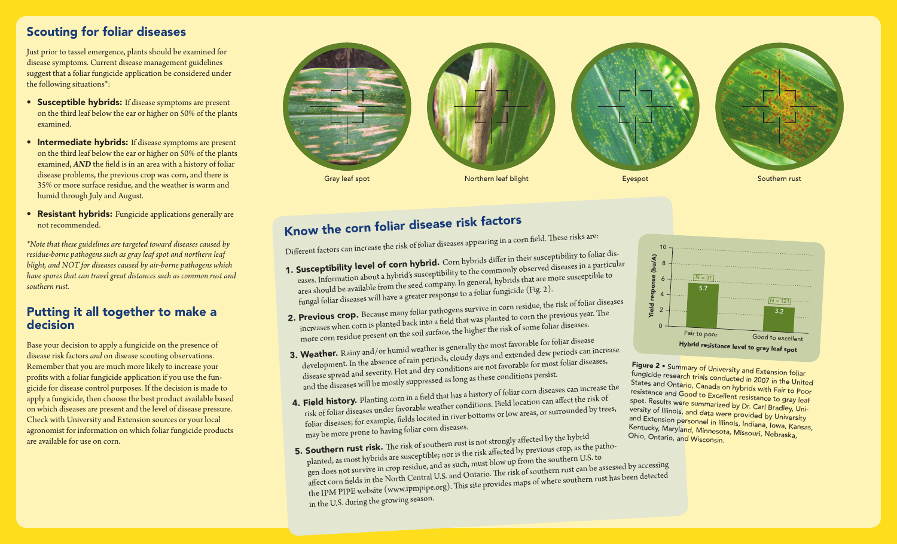## Scouting for foliar diseases

Just prior to tassel emergence, plants should be examined for disease symptoms. Current disease management guidelines suggest that a foliar fungicide application be considered under the following situations*:

- **Susceptible hybrids:** If disease symptoms are present on the third leaf below the ear or higher on 50% of the plants examined.
- **Intermediate hybrids:** If disease symptoms are present on the third leaf below the ear or higher on 50% of the plants examined, ***AND*** the field is in an area with a history of foliar disease problems, the previous crop was corn, and there is 35% or more surface residue, and the weather is warm and humid through July and August.
- **Resistant hybrids:** Fungicide applications generally are not recommended.

*\*Note that these guidelines are targeted toward diseases caused by residue-borne pathogens such as gray leaf spot and northern leaf blight, and NOT for diseases caused by air-borne pathogens which have spores that can travel great distances such as common rust and southern rust.*

## Putting it all together to make a decision

Base your decision to apply a fungicide on the presence of disease risk factors *and* on disease scouting observations. Remember that you are much more likely to increase your profits with a foliar fungicide application if you use the fungicide for disease control purposes. If the decision is made to apply a fungicide, then choose the best product available based on which diseases are present and the level of disease pressure. Check with University and Extension sources or your local agronomist for information on which foliar fungicide products are available for use on corn.

Gray leaf spot

Northern leaf blight

Eyespot

Southern rust

## Know the corn foliar disease risk factors

Different factors can increase the risk of foliar diseases appearing in a corn field. These risks are:

1. **Susceptibility level of corn hybrid.** Corn hybrids differ in their susceptibility to foliar diseases. Information about a hybrid's susceptibility to the commonly observed diseases in a particular area should be available from the seed company. In general, hybrids that are more susceptible to fungal foliar diseases will have a greater response to a foliar fungicide (Fig. 2).
2. **Previous crop.** Because many foliar pathogens survive in corn residue, the risk of foliar diseases increases when corn is planted back into a field that was planted to corn the previous year. The more corn residue present on the soil surface, the higher the risk of some foliar diseases.
3. **Weather.** Rainy and/or humid weather is generally the most favorable for foliar disease development. In the absence of rain periods, cloudy days and extended dew periods can increase disease spread and severity. Hot and dry conditions are not favorable for most foliar diseases, and the diseases will be mostly suppressed as long as these conditions persist.
4. **Field history.** Planting corn in a field that has a history of foliar corn diseases can increase the risk of foliar diseases under favorable weather conditions. Field location can affect the risk of foliar diseases; for example, fields located in river bottoms or low areas, or surrounded by trees, may be more prone to having foliar corn diseases.
5. **Southern rust risk.** The risk of southern rust is not strongly affected by the hybrid planted, as most hybrids are susceptible; nor is the risk affected by previous crop, as the pathogen does not survive in crop residue, and as such, must blow up from the southern U.S. to affect corn fields in the North Central U.S. and Ontario. The risk of southern rust can be assessed by accessing the IPM PIPE website (www.ipmpipe.org). This site provides maps of where southern rust has been detected in the U.S. during the growing season.

Yield response (bu/A)

10
8
6
4
2
0

N = 31
5.7
Fair to poor

N = 121
3.2
Good to excellent

Hybrid resistance level to gray leaf spot

**Figure 2** • Summary of University and Extension foliar fungicide research trials conducted in 2007 in the United States and Ontario, Canada on hybrids with Fair to Poor resistance and Good to Excellent resistance to gray leaf spot. Results were summarized by Dr. Carl Bradley, University of Illinois, and data were provided by University and Extension personnel in Illinois, Indiana, Iowa, Kansas, Kentucky, Maryland, Minnesota, Missouri, Nebraska, Ohio, Ontario, and Wisconsin.